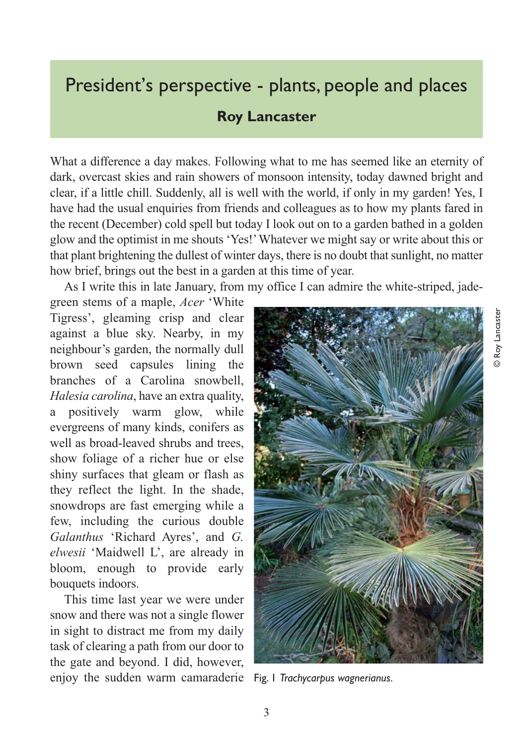# President's perspective - plants, people and places

**Roy Lancaster**

What a difference a day makes. Following what to me has seemed like an eternity of dark, overcast skies and rain showers of monsoon intensity, today dawned bright and clear, if a little chill. Suddenly, all is well with the world, if only in my garden! Yes, I have had the usual enquiries from friends and colleagues as to how my plants fared in the recent (December) cold spell but today I look out on to a garden bathed in a golden glow and the optimist in me shouts 'Yes!' Whatever we might say or write about this or that plant brightening the dullest of winter days, there is no doubt that sunlight, no matter how brief, brings out the best in a garden at this time of year.

As I write this in late January, from my office I can admire the white-striped, jade-green stems of a maple, *Acer* 'White Tigress', gleaming crisp and clear against a blue sky. Nearby, in my neighbour's garden, the normally dull brown seed capsules lining the branches of a Carolina snowbell, *Halesia carolina*, have an extra quality, a positively warm glow, while evergreens of many kinds, conifers as well as broad-leaved shrubs and trees, show foliage of a richer hue or else shiny surfaces that gleam or flash as they reflect the light. In the shade, snowdrops are fast emerging while a few, including the curious double *Galanthus* 'Richard Ayres', and *G. elwesii* 'Maidwell L', are already in bloom, enough to provide early bouquets indoors.

This time last year we were under snow and there was not a single flower in sight to distract me from my daily task of clearing a path from our door to the gate and beyond. I did, however, enjoy the sudden warm camaraderie

© Roy Lancaster

Fig. 1 *Trachycarpus wagnerianus*.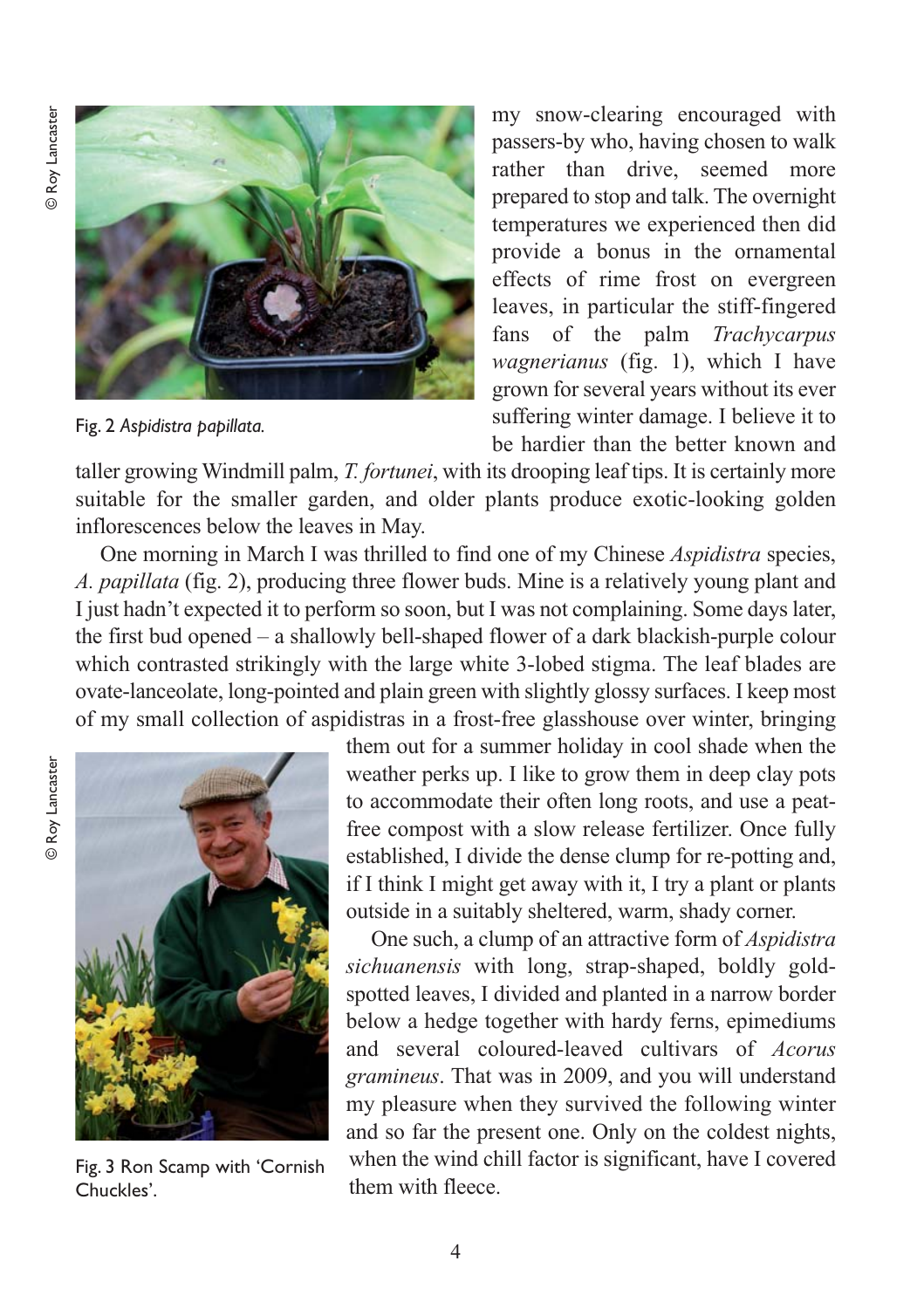my snow-clearing encouraged with passers-by who, having chosen to walk rather than drive, seemed more prepared to stop and talk. The overnight temperatures we experienced then did provide a bonus in the ornamental effects of rime frost on evergreen leaves, in particular the stiff-fingered fans of the palm *Trachycarpus wagnerianus* (fig. 1), which I have grown for several years without its ever suffering winter damage. I believe it to be hardier than the better known and taller growing Windmill palm, *T. fortunei*, with its drooping leaf tips. It is certainly more suitable for the smaller garden, and older plants produce exotic-looking golden inflorescences below the leaves in May.

© Roy Lancaster

Fig. 2 *Aspidistra papillata.*

One morning in March I was thrilled to find one of my Chinese *Aspidistra* species, *A. papillata* (fig. 2), producing three flower buds. Mine is a relatively young plant and I just hadn't expected it to perform so soon, but I was not complaining. Some days later, the first bud opened – a shallowly bell-shaped flower of a dark blackish-purple colour which contrasted strikingly with the large white 3-lobed stigma. The leaf blades are ovate-lanceolate, long-pointed and plain green with slightly glossy surfaces. I keep most of my small collection of aspidistras in a frost-free glasshouse over winter, bringing them out for a summer holiday in cool shade when the weather perks up. I like to grow them in deep clay pots to accommodate their often long roots, and use a peat-free compost with a slow release fertilizer. Once fully established, I divide the dense clump for re-potting and, if I think I might get away with it, I try a plant or plants outside in a suitably sheltered, warm, shady corner.

One such, a clump of an attractive form of *Aspidistra sichuanensis* with long, strap-shaped, boldly gold-spotted leaves, I divided and planted in a narrow border below a hedge together with hardy ferns, epimediums and several coloured-leaved cultivars of *Acorus gramineus*. That was in 2009, and you will understand my pleasure when they survived the following winter and so far the present one. Only on the coldest nights, when the wind chill factor is significant, have I covered them with fleece.

© Roy Lancaster

Fig. 3 Ron Scamp with 'Cornish Chuckles'.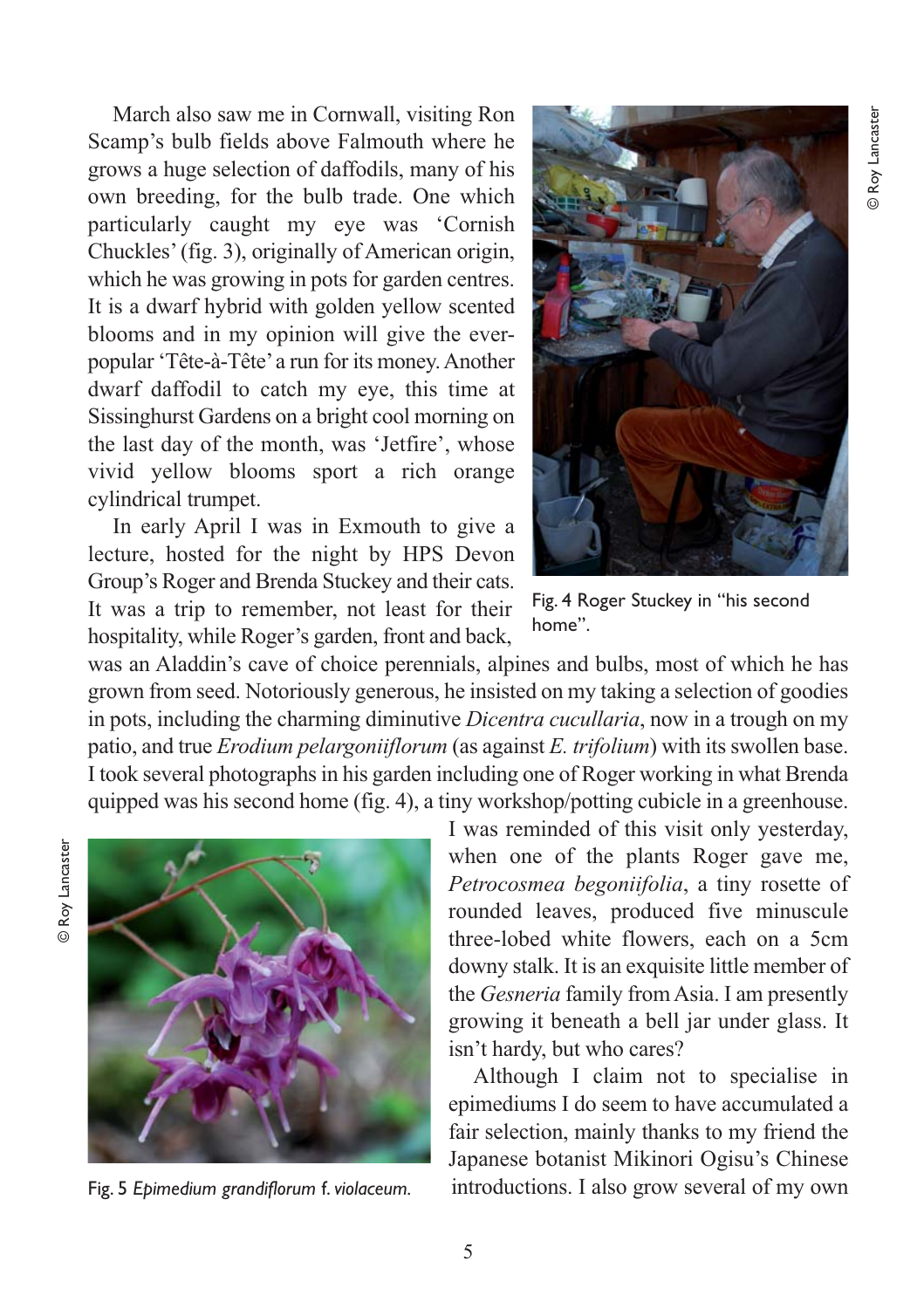March also saw me in Cornwall, visiting Ron Scamp's bulb fields above Falmouth where he grows a huge selection of daffodils, many of his own breeding, for the bulb trade. One which particularly caught my eye was 'Cornish Chuckles' (fig. 3), originally of American origin, which he was growing in pots for garden centres. It is a dwarf hybrid with golden yellow scented blooms and in my opinion will give the ever-popular 'Tête-à-Tête' a run for its money. Another dwarf daffodil to catch my eye, this time at Sissinghurst Gardens on a bright cool morning on the last day of the month, was 'Jetfire', whose vivid yellow blooms sport a rich orange cylindrical trumpet.

In early April I was in Exmouth to give a lecture, hosted for the night by HPS Devon Group's Roger and Brenda Stuckey and their cats. It was a trip to remember, not least for their hospitality, while Roger's garden, front and back, was an Aladdin's cave of choice perennials, alpines and bulbs, most of which he has grown from seed. Notoriously generous, he insisted on my taking a selection of goodies in pots, including the charming diminutive *Dicentra cucullaria*, now in a trough on my patio, and true *Erodium pelargoniiflorum* (as against *E. trifolium*) with its swollen base. I took several photographs in his garden including one of Roger working in what Brenda quipped was his second home (fig. 4), a tiny workshop/potting cubicle in a greenhouse.

© Roy Lancaster

Fig. 4 Roger Stuckey in "his second home".

I was reminded of this visit only yesterday, when one of the plants Roger gave me, *Petrocosmea begoniifolia*, a tiny rosette of rounded leaves, produced five minuscule three-lobed white flowers, each on a 5cm downy stalk. It is an exquisite little member of the *Gesneria* family from Asia. I am presently growing it beneath a bell jar under glass. It isn't hardy, but who cares?

© Roy Lancaster

Fig. 5 *Epimedium grandiflorum* f. *violaceum*.

Although I claim not to specialise in epimediums I do seem to have accumulated a fair selection, mainly thanks to my friend the Japanese botanist Mikinori Ogisu's Chinese introductions. I also grow several of my own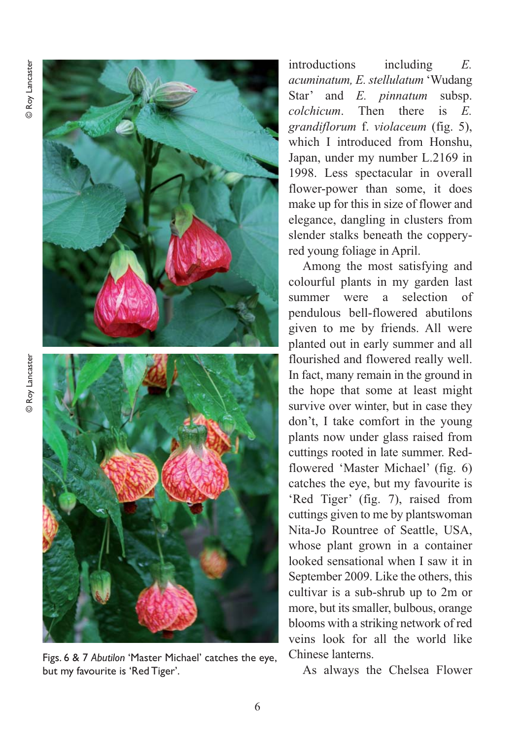introductions including *E. acuminatum, E. stellulatum* 'Wudang Star' and *E. pinnatum* subsp. *colchicum*. Then there is *E. grandiflorum* f. *violaceum* (fig. 5), which I introduced from Honshu, Japan, under my number L.2169 in 1998. Less spectacular in overall flower-power than some, it does make up for this in size of flower and elegance, dangling in clusters from slender stalks beneath the coppery-red young foliage in April.

Among the most satisfying and colourful plants in my garden last summer were a selection of pendulous bell-flowered abutilons given to me by friends. All were planted out in early summer and all flourished and flowered really well. In fact, many remain in the ground in the hope that some at least might survive over winter, but in case they don't, I take comfort in the young plants now under glass raised from cuttings rooted in late summer. Red-flowered 'Master Michael' (fig. 6) catches the eye, but my favourite is 'Red Tiger' (fig. 7), raised from cuttings given to me by plantswoman Nita-Jo Rountree of Seattle, USA, whose plant grown in a container looked sensational when I saw it in September 2009. Like the others, this cultivar is a sub-shrub up to 2m or more, but its smaller, bulbous, orange blooms with a striking network of red veins look for all the world like Chinese lanterns.

As always the Chelsea Flower

Figs. 6 & 7 *Abutilon* 'Master Michael' catches the eye, but my favourite is 'Red Tiger'.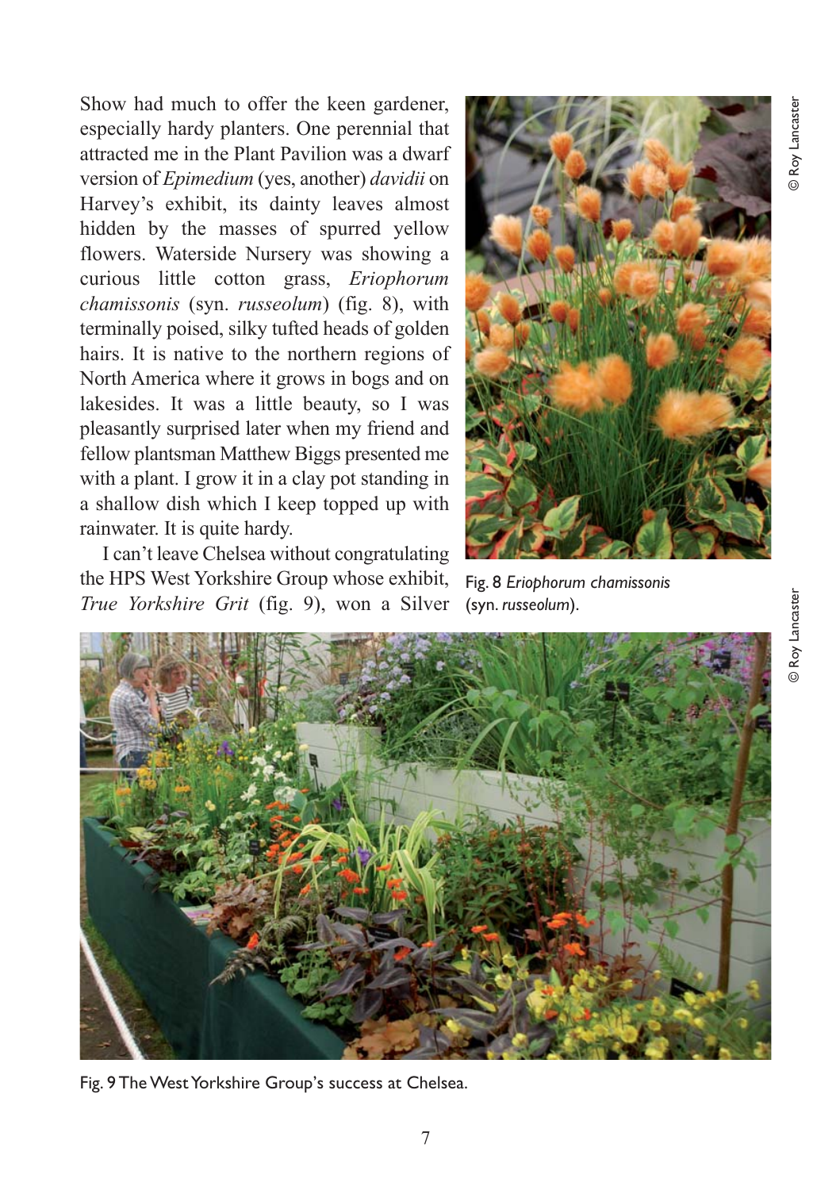Show had much to offer the keen gardener, especially hardy planters. One perennial that attracted me in the Plant Pavilion was a dwarf version of *Epimedium* (yes, another) *davidii* on Harvey's exhibit, its dainty leaves almost hidden by the masses of spurred yellow flowers. Waterside Nursery was showing a curious little cotton grass, *Eriophorum chamissonis* (syn. *russeolum*) (fig. 8), with terminally poised, silky tufted heads of golden hairs. It is native to the northern regions of North America where it grows in bogs and on lakesides. It was a little beauty, so I was pleasantly surprised later when my friend and fellow plantsman Matthew Biggs presented me with a plant. I grow it in a clay pot standing in a shallow dish which I keep topped up with rainwater. It is quite hardy.

I can't leave Chelsea without congratulating the HPS West Yorkshire Group whose exhibit, *True Yorkshire Grit* (fig. 9), won a Silver

© Roy Lancaster

Fig. 8 *Eriophorum chamissonis* (syn. *russeolum*).

© Roy Lancaster

Fig. 9 The West Yorkshire Group's success at Chelsea.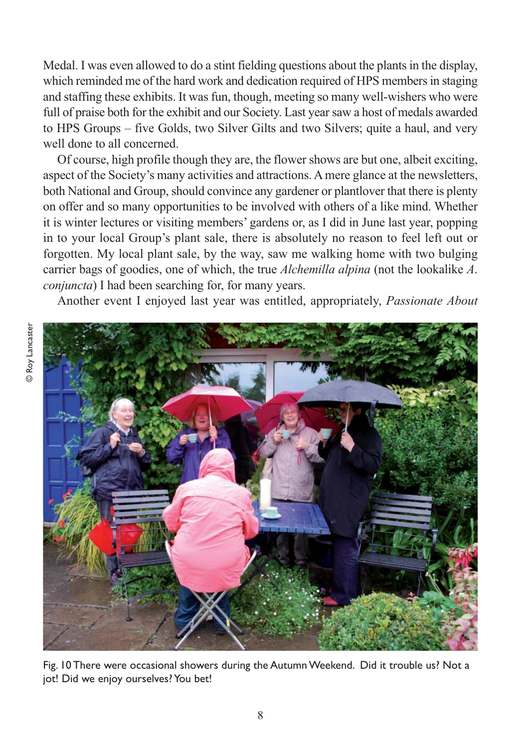Medal. I was even allowed to do a stint fielding questions about the plants in the display, which reminded me of the hard work and dedication required of HPS members in staging and staffing these exhibits. It was fun, though, meeting so many well-wishers who were full of praise both for the exhibit and our Society. Last year saw a host of medals awarded to HPS Groups – five Golds, two Silver Gilts and two Silvers; quite a haul, and very well done to all concerned.

Of course, high profile though they are, the flower shows are but one, albeit exciting, aspect of the Society's many activities and attractions. A mere glance at the newsletters, both National and Group, should convince any gardener or plantlover that there is plenty on offer and so many opportunities to be involved with others of a like mind. Whether it is winter lectures or visiting members' gardens or, as I did in June last year, popping in to your local Group's plant sale, there is absolutely no reason to feel left out or forgotten. My local plant sale, by the way, saw me walking home with two bulging carrier bags of goodies, one of which, the true *Alchemilla alpina* (not the lookalike *A. conjuncta*) I had been searching for, for many years.

Another event I enjoyed last year was entitled, appropriately, *Passionate About*

© Roy Lancaster

Fig. 10 There were occasional showers during the Autumn Weekend. Did it trouble us? Not a jot! Did we enjoy ourselves? You bet!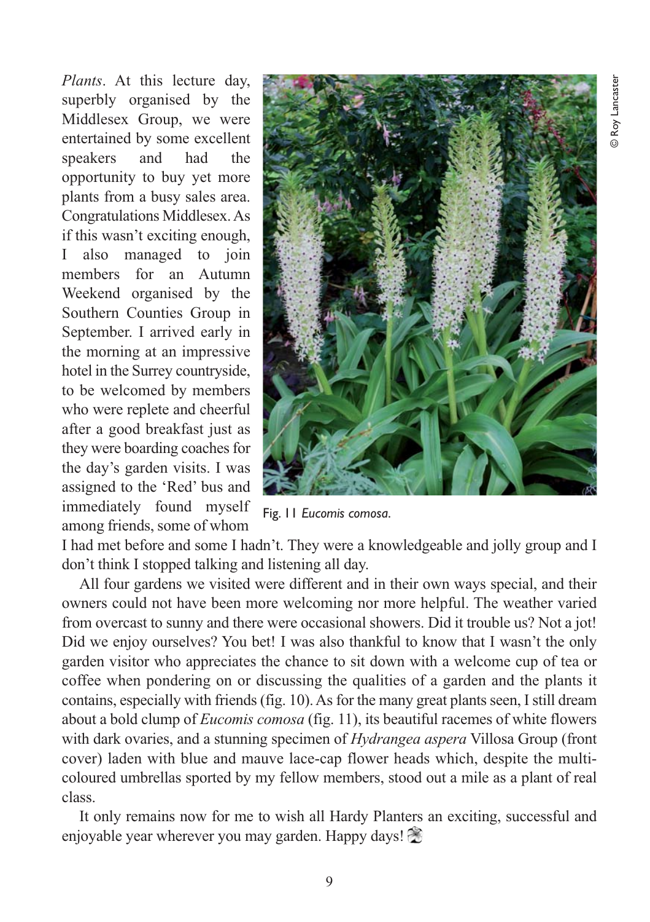*Plants*. At this lecture day, superbly organised by the Middlesex Group, we were entertained by some excellent speakers and had the opportunity to buy yet more plants from a busy sales area. Congratulations Middlesex. As if this wasn't exciting enough, I also managed to join members for an Autumn Weekend organised by the Southern Counties Group in September. I arrived early in the morning at an impressive hotel in the Surrey countryside, to be welcomed by members who were replete and cheerful after a good breakfast just as they were boarding coaches for the day's garden visits. I was assigned to the 'Red' bus and immediately found myself among friends, some of whom I had met before and some I hadn't. They were a knowledgeable and jolly group and I don't think I stopped talking and listening all day.

Fig. 11 *Eucomis comosa*.

© Roy Lancaster

All four gardens we visited were different and in their own ways special, and their owners could not have been more welcoming nor more helpful. The weather varied from overcast to sunny and there were occasional showers. Did it trouble us? Not a jot! Did we enjoy ourselves? You bet! I was also thankful to know that I wasn't the only garden visitor who appreciates the chance to sit down with a welcome cup of tea or coffee when pondering on or discussing the qualities of a garden and the plants it contains, especially with friends (fig. 10). As for the many great plants seen, I still dream about a bold clump of *Eucomis comosa* (fig. 11), its beautiful racemes of white flowers with dark ovaries, and a stunning specimen of *Hydrangea aspera* Villosa Group (front cover) laden with blue and mauve lace-cap flower heads which, despite the multi-coloured umbrellas sported by my fellow members, stood out a mile as a plant of real class.

It only remains now for me to wish all Hardy Planters an exciting, successful and enjoyable year wherever you may garden. Happy days!